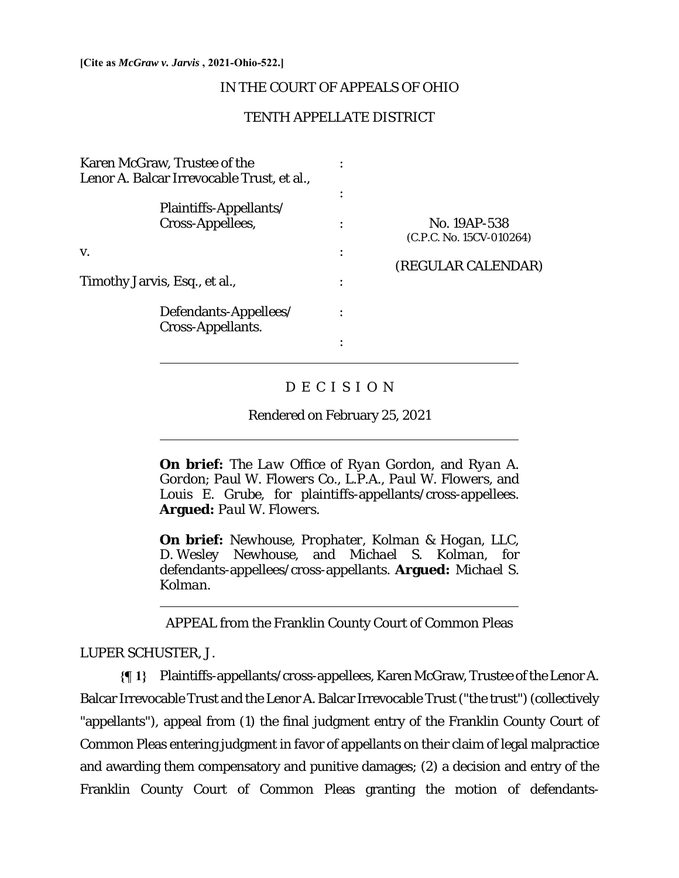**[Cite as *McGraw v. Jarvis* , 2021-Ohio-522.]**

IN THE COURT OF APPEALS OF OHIO

TENTH APPELLATE DISTRICT

| | | |
|---|---|---|
| Karen McGraw, Trustee of the Lenor A. Balcar Irrevocable Trust, et al., | : | |
| Plaintiffs-Appellants/ Cross-Appellees, | : | No. 19AP-538 (C.P.C. No. 15CV-010264) |
| v. | : | (REGULAR CALENDAR) |
| Timothy Jarvis, Esq., et al., | : | |
| Defendants-Appellees/ Cross-Appellants. | : | |

D E C I S I O N

Rendered on February 25, 2021

**On brief:** *The Law Office of Ryan Gordon*, and *Ryan A. Gordon*; *Paul W. Flowers Co., L.P.A.*, *Paul W. Flowers*, and *Louis E. Grube*, for plaintiffs-appellants/cross-appellees. **Argued:** *Paul W. Flowers*.

**On brief:** *Newhouse, Prophater, Kolman & Hogan, LLC*, *D. Wesley Newhouse*, and *Michael S. Kolman*, for defendants-appellees/cross-appellants. **Argued:** *Michael S. Kolman*.

APPEAL from the Franklin County Court of Common Pleas

LUPER SCHUSTER, J.

**{¶ 1}** Plaintiffs-appellants/cross-appellees, Karen McGraw, Trustee of the Lenor A. Balcar Irrevocable Trust and the Lenor A. Balcar Irrevocable Trust ("the trust") (collectively "appellants"), appeal from (1) the final judgment entry of the Franklin County Court of Common Pleas entering judgment in favor of appellants on their claim of legal malpractice and awarding them compensatory and punitive damages; (2) a decision and entry of the Franklin County Court of Common Pleas granting the motion of defendants-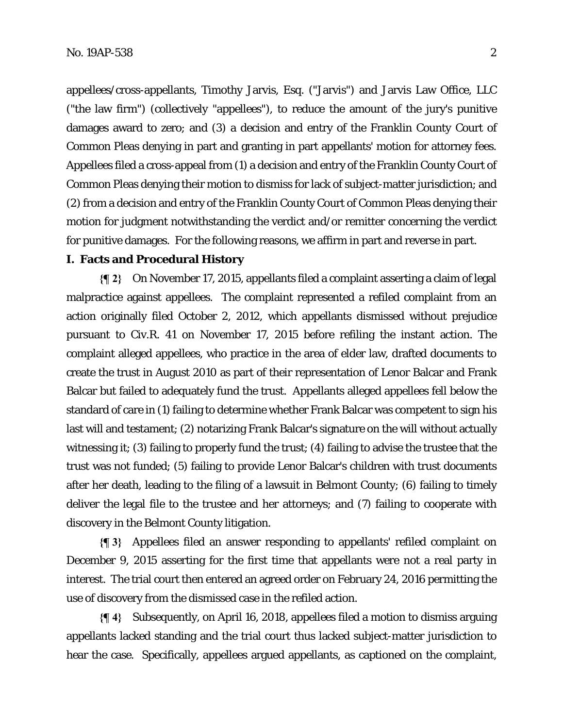appellees/cross-appellants, Timothy Jarvis, Esq. ("Jarvis") and Jarvis Law Office, LLC ("the law firm") (collectively "appellees"), to reduce the amount of the jury's punitive damages award to zero; and (3) a decision and entry of the Franklin County Court of Common Pleas denying in part and granting in part appellants' motion for attorney fees. Appellees filed a cross-appeal from (1) a decision and entry of the Franklin County Court of Common Pleas denying their motion to dismiss for lack of subject-matter jurisdiction; and (2) from a decision and entry of the Franklin County Court of Common Pleas denying their motion for judgment notwithstanding the verdict and/or remitter concerning the verdict for punitive damages. For the following reasons, we affirm in part and reverse in part.

**I. Facts and Procedural History**

**{¶ 2}** On November 17, 2015, appellants filed a complaint asserting a claim of legal malpractice against appellees. The complaint represented a refiled complaint from an action originally filed October 2, 2012, which appellants dismissed without prejudice pursuant to Civ.R. 41 on November 17, 2015 before refiling the instant action. The complaint alleged appellees, who practice in the area of elder law, drafted documents to create the trust in August 2010 as part of their representation of Lenor Balcar and Frank Balcar but failed to adequately fund the trust. Appellants alleged appellees fell below the standard of care in (1) failing to determine whether Frank Balcar was competent to sign his last will and testament; (2) notarizing Frank Balcar's signature on the will without actually witnessing it; (3) failing to properly fund the trust; (4) failing to advise the trustee that the trust was not funded; (5) failing to provide Lenor Balcar's children with trust documents after her death, leading to the filing of a lawsuit in Belmont County; (6) failing to timely deliver the legal file to the trustee and her attorneys; and (7) failing to cooperate with discovery in the Belmont County litigation.

**{¶ 3}** Appellees filed an answer responding to appellants' refiled complaint on December 9, 2015 asserting for the first time that appellants were not a real party in interest. The trial court then entered an agreed order on February 24, 2016 permitting the use of discovery from the dismissed case in the refiled action.

**{¶ 4}** Subsequently, on April 16, 2018, appellees filed a motion to dismiss arguing appellants lacked standing and the trial court thus lacked subject-matter jurisdiction to hear the case. Specifically, appellees argued appellants, as captioned on the complaint,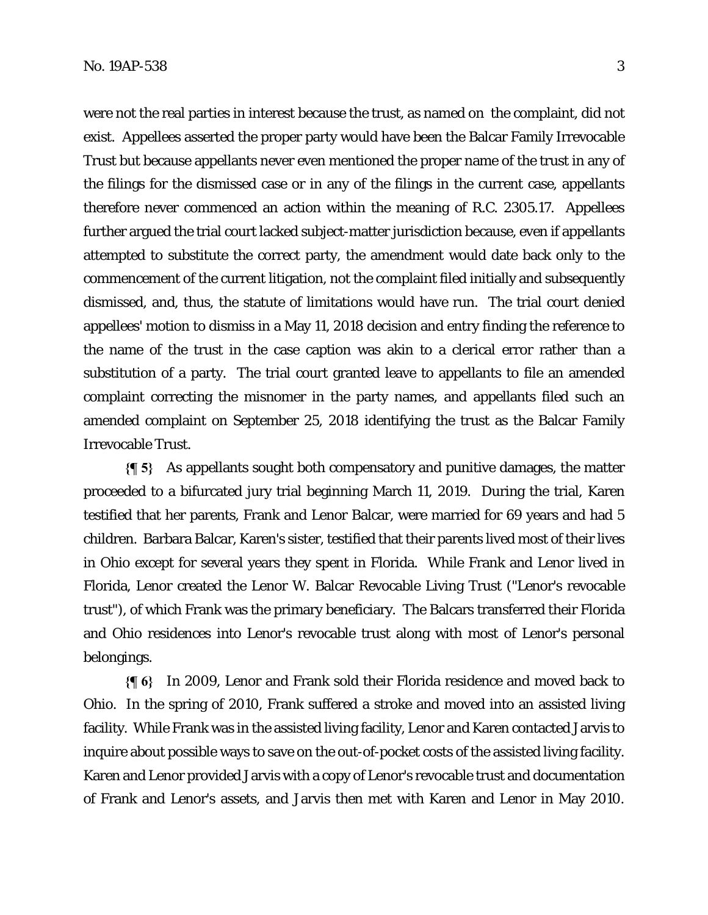were not the real parties in interest because the trust, as named on the complaint, did not exist. Appellees asserted the proper party would have been the Balcar Family Irrevocable Trust but because appellants never even mentioned the proper name of the trust in any of the filings for the dismissed case or in any of the filings in the current case, appellants therefore never commenced an action within the meaning of R.C. 2305.17. Appellees further argued the trial court lacked subject-matter jurisdiction because, even if appellants attempted to substitute the correct party, the amendment would date back only to the commencement of the current litigation, not the complaint filed initially and subsequently dismissed, and, thus, the statute of limitations would have run. The trial court denied appellees' motion to dismiss in a May 11, 2018 decision and entry finding the reference to the name of the trust in the case caption was akin to a clerical error rather than a substitution of a party. The trial court granted leave to appellants to file an amended complaint correcting the misnomer in the party names, and appellants filed such an amended complaint on September 25, 2018 identifying the trust as the Balcar Family Irrevocable Trust.

**{¶ 5}** As appellants sought both compensatory and punitive damages, the matter proceeded to a bifurcated jury trial beginning March 11, 2019. During the trial, Karen testified that her parents, Frank and Lenor Balcar, were married for 69 years and had 5 children. Barbara Balcar, Karen's sister, testified that their parents lived most of their lives in Ohio except for several years they spent in Florida. While Frank and Lenor lived in Florida, Lenor created the Lenor W. Balcar Revocable Living Trust ("Lenor's revocable trust"), of which Frank was the primary beneficiary. The Balcars transferred their Florida and Ohio residences into Lenor's revocable trust along with most of Lenor's personal belongings.

**{¶ 6}** In 2009, Lenor and Frank sold their Florida residence and moved back to Ohio. In the spring of 2010, Frank suffered a stroke and moved into an assisted living facility. While Frank was in the assisted living facility, Lenor and Karen contacted Jarvis to inquire about possible ways to save on the out-of-pocket costs of the assisted living facility. Karen and Lenor provided Jarvis with a copy of Lenor's revocable trust and documentation of Frank and Lenor's assets, and Jarvis then met with Karen and Lenor in May 2010.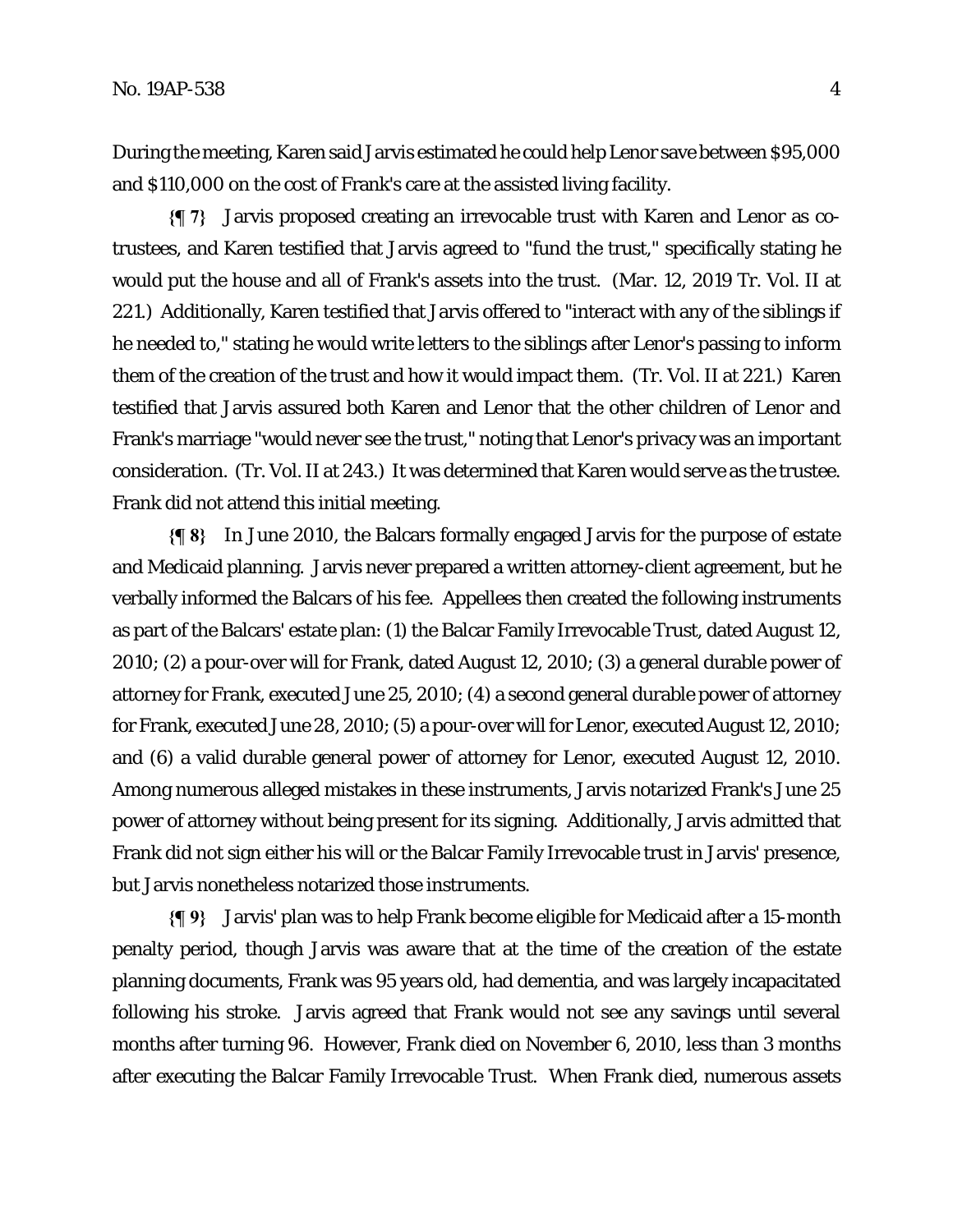During the meeting, Karen said Jarvis estimated he could help Lenor save between $95,000 and $110,000 on the cost of Frank's care at the assisted living facility.

**{¶ 7}** Jarvis proposed creating an irrevocable trust with Karen and Lenor as co-trustees, and Karen testified that Jarvis agreed to "fund the trust," specifically stating he would put the house and all of Frank's assets into the trust. (Mar. 12, 2019 Tr. Vol. II at 221.) Additionally, Karen testified that Jarvis offered to "interact with any of the siblings if he needed to," stating he would write letters to the siblings after Lenor's passing to inform them of the creation of the trust and how it would impact them. (Tr. Vol. II at 221.) Karen testified that Jarvis assured both Karen and Lenor that the other children of Lenor and Frank's marriage "would never see the trust," noting that Lenor's privacy was an important consideration. (Tr. Vol. II at 243.) It was determined that Karen would serve as the trustee. Frank did not attend this initial meeting.

**{¶ 8}** In June 2010, the Balcars formally engaged Jarvis for the purpose of estate and Medicaid planning. Jarvis never prepared a written attorney-client agreement, but he verbally informed the Balcars of his fee. Appellees then created the following instruments as part of the Balcars' estate plan: (1) the Balcar Family Irrevocable Trust, dated August 12, 2010; (2) a pour-over will for Frank, dated August 12, 2010; (3) a general durable power of attorney for Frank, executed June 25, 2010; (4) a second general durable power of attorney for Frank, executed June 28, 2010; (5) a pour-over will for Lenor, executed August 12, 2010; and (6) a valid durable general power of attorney for Lenor, executed August 12, 2010. Among numerous alleged mistakes in these instruments, Jarvis notarized Frank's June 25 power of attorney without being present for its signing. Additionally, Jarvis admitted that Frank did not sign either his will or the Balcar Family Irrevocable trust in Jarvis' presence, but Jarvis nonetheless notarized those instruments.

**{¶ 9}** Jarvis' plan was to help Frank become eligible for Medicaid after a 15-month penalty period, though Jarvis was aware that at the time of the creation of the estate planning documents, Frank was 95 years old, had dementia, and was largely incapacitated following his stroke. Jarvis agreed that Frank would not see any savings until several months after turning 96. However, Frank died on November 6, 2010, less than 3 months after executing the Balcar Family Irrevocable Trust. When Frank died, numerous assets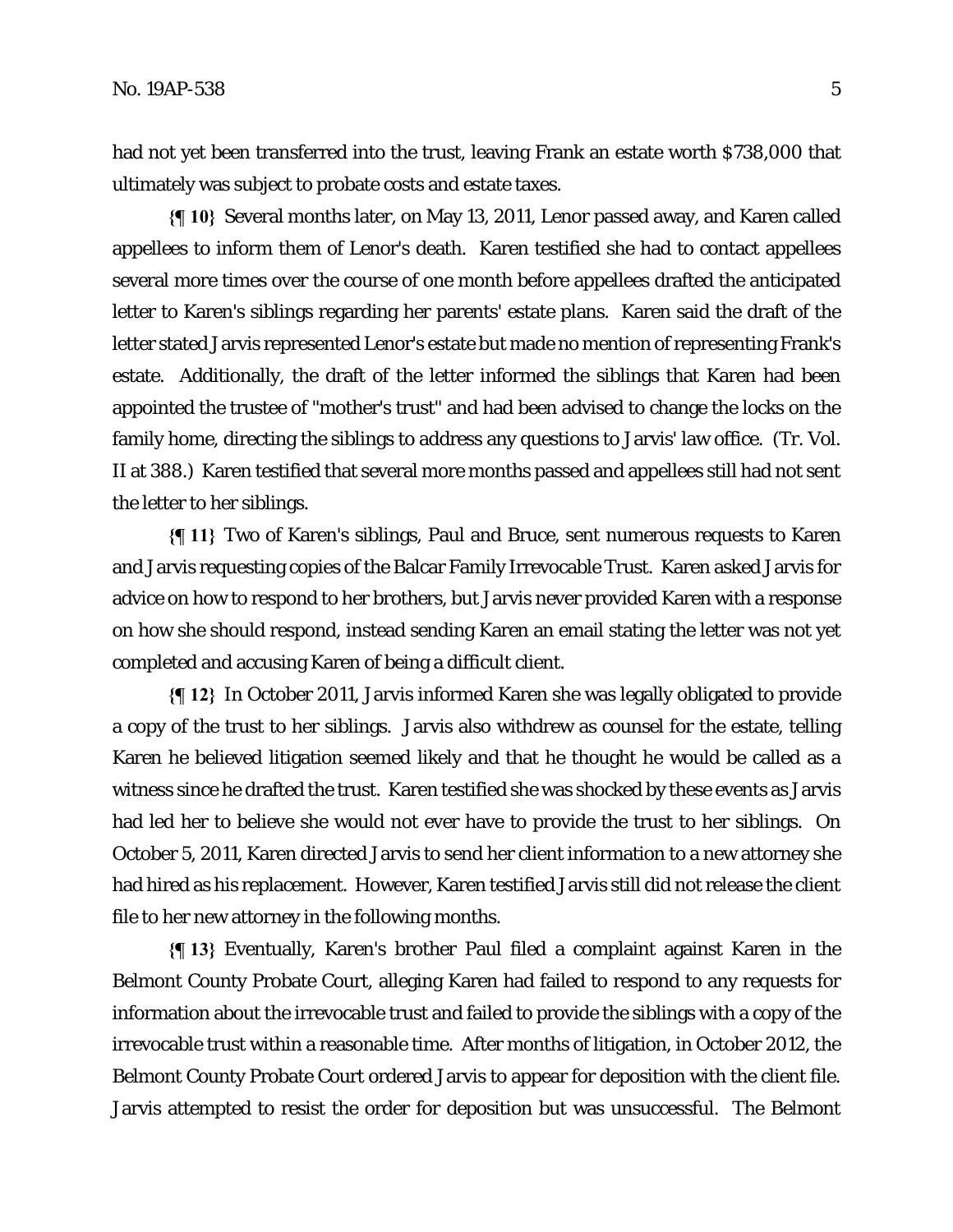had not yet been transferred into the trust, leaving Frank an estate worth $738,000 that ultimately was subject to probate costs and estate taxes.

**{¶ 10}** Several months later, on May 13, 2011, Lenor passed away, and Karen called appellees to inform them of Lenor's death. Karen testified she had to contact appellees several more times over the course of one month before appellees drafted the anticipated letter to Karen's siblings regarding her parents' estate plans. Karen said the draft of the letter stated Jarvis represented Lenor's estate but made no mention of representing Frank's estate. Additionally, the draft of the letter informed the siblings that Karen had been appointed the trustee of "mother's trust" and had been advised to change the locks on the family home, directing the siblings to address any questions to Jarvis' law office. (Tr. Vol. II at 388.) Karen testified that several more months passed and appellees still had not sent the letter to her siblings.

**{¶ 11}** Two of Karen's siblings, Paul and Bruce, sent numerous requests to Karen and Jarvis requesting copies of the Balcar Family Irrevocable Trust. Karen asked Jarvis for advice on how to respond to her brothers, but Jarvis never provided Karen with a response on how she should respond, instead sending Karen an email stating the letter was not yet completed and accusing Karen of being a difficult client.

**{¶ 12}** In October 2011, Jarvis informed Karen she was legally obligated to provide a copy of the trust to her siblings. Jarvis also withdrew as counsel for the estate, telling Karen he believed litigation seemed likely and that he thought he would be called as a witness since he drafted the trust. Karen testified she was shocked by these events as Jarvis had led her to believe she would not ever have to provide the trust to her siblings. On October 5, 2011, Karen directed Jarvis to send her client information to a new attorney she had hired as his replacement. However, Karen testified Jarvis still did not release the client file to her new attorney in the following months.

**{¶ 13}** Eventually, Karen's brother Paul filed a complaint against Karen in the Belmont County Probate Court, alleging Karen had failed to respond to any requests for information about the irrevocable trust and failed to provide the siblings with a copy of the irrevocable trust within a reasonable time. After months of litigation, in October 2012, the Belmont County Probate Court ordered Jarvis to appear for deposition with the client file. Jarvis attempted to resist the order for deposition but was unsuccessful. The Belmont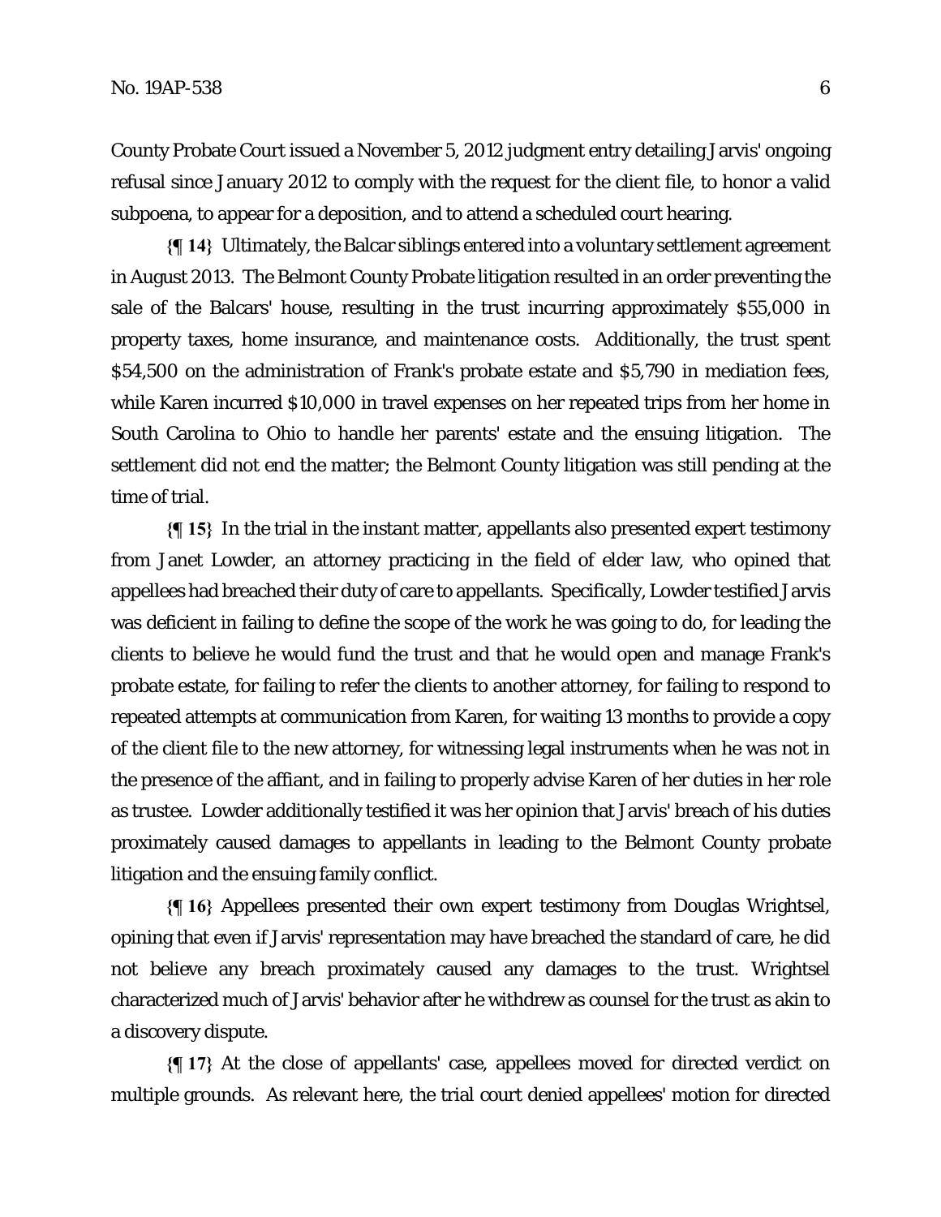County Probate Court issued a November 5, 2012 judgment entry detailing Jarvis' ongoing refusal since January 2012 to comply with the request for the client file, to honor a valid subpoena, to appear for a deposition, and to attend a scheduled court hearing.

**{¶ 14}** Ultimately, the Balcar siblings entered into a voluntary settlement agreement in August 2013. The Belmont County Probate litigation resulted in an order preventing the sale of the Balcars' house, resulting in the trust incurring approximately $55,000 in property taxes, home insurance, and maintenance costs. Additionally, the trust spent $54,500 on the administration of Frank's probate estate and $5,790 in mediation fees, while Karen incurred $10,000 in travel expenses on her repeated trips from her home in South Carolina to Ohio to handle her parents' estate and the ensuing litigation. The settlement did not end the matter; the Belmont County litigation was still pending at the time of trial.

**{¶ 15}** In the trial in the instant matter, appellants also presented expert testimony from Janet Lowder, an attorney practicing in the field of elder law, who opined that appellees had breached their duty of care to appellants. Specifically, Lowder testified Jarvis was deficient in failing to define the scope of the work he was going to do, for leading the clients to believe he would fund the trust and that he would open and manage Frank's probate estate, for failing to refer the clients to another attorney, for failing to respond to repeated attempts at communication from Karen, for waiting 13 months to provide a copy of the client file to the new attorney, for witnessing legal instruments when he was not in the presence of the affiant, and in failing to properly advise Karen of her duties in her role as trustee. Lowder additionally testified it was her opinion that Jarvis' breach of his duties proximately caused damages to appellants in leading to the Belmont County probate litigation and the ensuing family conflict.

**{¶ 16}** Appellees presented their own expert testimony from Douglas Wrightsel, opining that even if Jarvis' representation may have breached the standard of care, he did not believe any breach proximately caused any damages to the trust. Wrightsel characterized much of Jarvis' behavior after he withdrew as counsel for the trust as akin to a discovery dispute.

**{¶ 17}** At the close of appellants' case, appellees moved for directed verdict on multiple grounds. As relevant here, the trial court denied appellees' motion for directed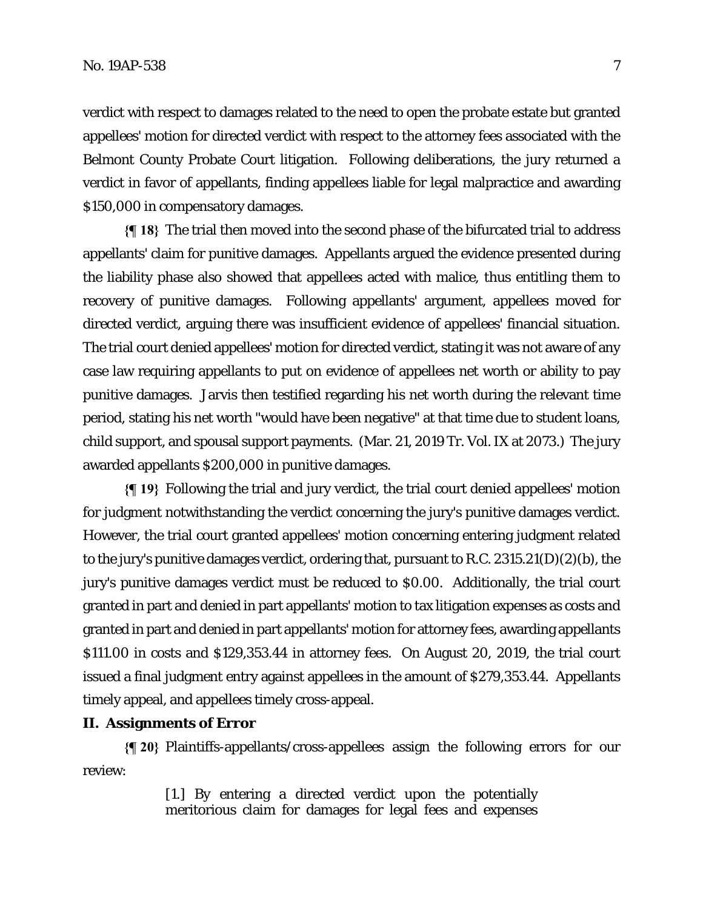verdict with respect to damages related to the need to open the probate estate but granted appellees' motion for directed verdict with respect to the attorney fees associated with the Belmont County Probate Court litigation. Following deliberations, the jury returned a verdict in favor of appellants, finding appellees liable for legal malpractice and awarding $150,000 in compensatory damages.

**{¶ 18}** The trial then moved into the second phase of the bifurcated trial to address appellants' claim for punitive damages. Appellants argued the evidence presented during the liability phase also showed that appellees acted with malice, thus entitling them to recovery of punitive damages. Following appellants' argument, appellees moved for directed verdict, arguing there was insufficient evidence of appellees' financial situation. The trial court denied appellees' motion for directed verdict, stating it was not aware of any case law requiring appellants to put on evidence of appellees net worth or ability to pay punitive damages. Jarvis then testified regarding his net worth during the relevant time period, stating his net worth "would have been negative" at that time due to student loans, child support, and spousal support payments. (Mar. 21, 2019 Tr. Vol. IX at 2073.) The jury awarded appellants $200,000 in punitive damages.

**{¶ 19}** Following the trial and jury verdict, the trial court denied appellees' motion for judgment notwithstanding the verdict concerning the jury's punitive damages verdict. However, the trial court granted appellees' motion concerning entering judgment related to the jury's punitive damages verdict, ordering that, pursuant to R.C. 2315.21(D)(2)(b), the jury's punitive damages verdict must be reduced to $0.00. Additionally, the trial court granted in part and denied in part appellants' motion to tax litigation expenses as costs and granted in part and denied in part appellants' motion for attorney fees, awarding appellants $111.00 in costs and $129,353.44 in attorney fees. On August 20, 2019, the trial court issued a final judgment entry against appellees in the amount of $279,353.44. Appellants timely appeal, and appellees timely cross-appeal.

## II. Assignments of Error

**{¶ 20}** Plaintiffs-appellants/cross-appellees assign the following errors for our review:

> [1.] By entering a directed verdict upon the potentially meritorious claim for damages for legal fees and expenses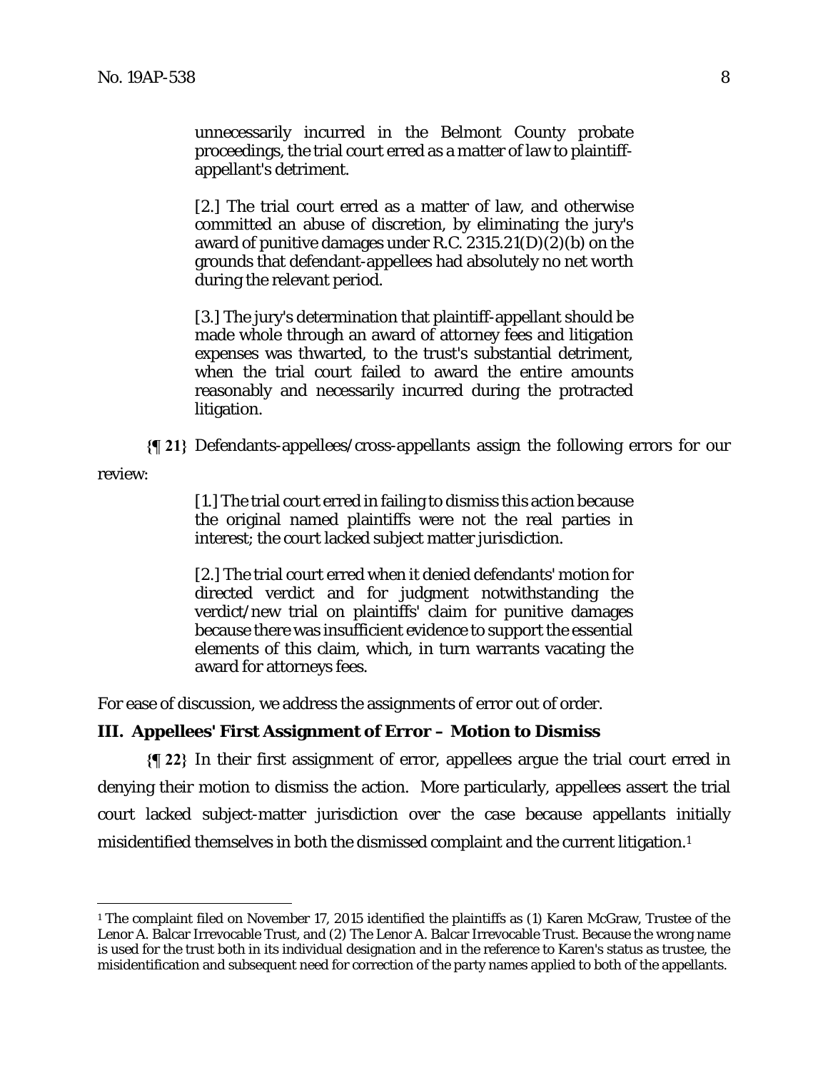> unnecessarily incurred in the Belmont County probate proceedings, the trial court erred as a matter of law to plaintiff-appellant's detriment.
>
> [2.] The trial court erred as a matter of law, and otherwise committed an abuse of discretion, by eliminating the jury's award of punitive damages under R.C. 2315.21(D)(2)(b) on the grounds that defendant-appellees had absolutely no net worth during the relevant period.
>
> [3.] The jury's determination that plaintiff-appellant should be made whole through an award of attorney fees and litigation expenses was thwarted, to the trust's substantial detriment, when the trial court failed to award the entire amounts reasonably and necessarily incurred during the protracted litigation.

**{¶ 21}** Defendants-appellees/cross-appellants assign the following errors for our review:

> [1.] The trial court erred in failing to dismiss this action because the original named plaintiffs were not the real parties in interest; the court lacked subject matter jurisdiction.
>
> [2.] The trial court erred when it denied defendants' motion for directed verdict and for judgment notwithstanding the verdict/new trial on plaintiffs' claim for punitive damages because there was insufficient evidence to support the essential elements of this claim, which, in turn warrants vacating the award for attorneys fees.

For ease of discussion, we address the assignments of error out of order.

## III. Appellees' First Assignment of Error – Motion to Dismiss

**{¶ 22}** In their first assignment of error, appellees argue the trial court erred in denying their motion to dismiss the action. More particularly, appellees assert the trial court lacked subject-matter jurisdiction over the case because appellants initially misidentified themselves in both the dismissed complaint and the current litigation.[1]

---

[1] The complaint filed on November 17, 2015 identified the plaintiffs as (1) Karen McGraw, Trustee of the Lenor A. Balcar Irrevocable Trust, and (2) The Lenor A. Balcar Irrevocable Trust. Because the wrong name is used for the trust both in its individual designation and in the reference to Karen's status as trustee, the misidentification and subsequent need for correction of the party names applied to both of the appellants.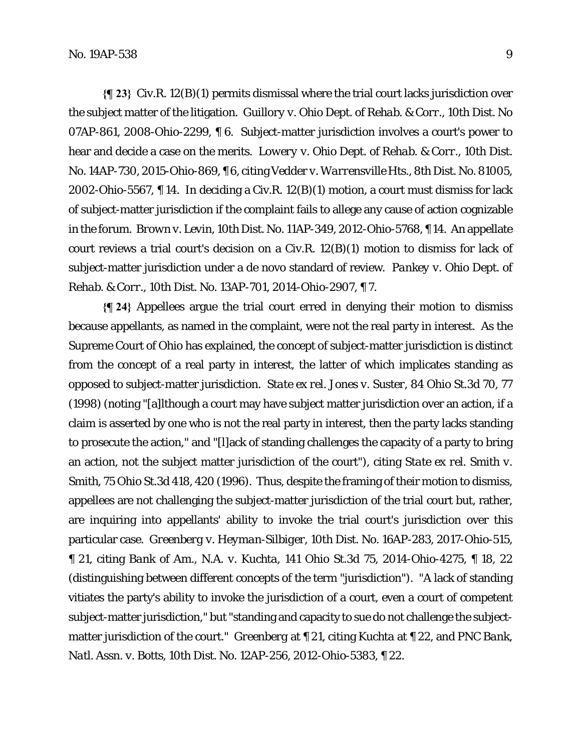**{¶ 23}** Civ.R. 12(B)(1) permits dismissal where the trial court lacks jurisdiction over the subject matter of the litigation. *Guillory v. Ohio Dept. of Rehab. & Corr.*, 10th Dist. No 07AP-861, 2008-Ohio-2299, ¶ 6. Subject-matter jurisdiction involves a court's power to hear and decide a case on the merits. *Lowery v. Ohio Dept. of Rehab. & Corr.*, 10th Dist. No. 14AP-730, 2015-Ohio-869, ¶ 6, citing *Vedder v. Warrensville Hts.*, 8th Dist. No. 81005, 2002-Ohio-5567, ¶ 14. In deciding a Civ.R. 12(B)(1) motion, a court must dismiss for lack of subject-matter jurisdiction if the complaint fails to allege any cause of action cognizable in the forum. *Brown v. Levin*, 10th Dist. No. 11AP-349, 2012-Ohio-5768, ¶ 14. An appellate court reviews a trial court's decision on a Civ.R. 12(B)(1) motion to dismiss for lack of subject-matter jurisdiction under a de novo standard of review. *Pankey v. Ohio Dept. of Rehab. & Corr.*, 10th Dist. No. 13AP-701, 2014-Ohio-2907, ¶ 7.

**{¶ 24}** Appellees argue the trial court erred in denying their motion to dismiss because appellants, as named in the complaint, were not the real party in interest. As the Supreme Court of Ohio has explained, the concept of subject-matter jurisdiction is distinct from the concept of a real party in interest, the latter of which implicates standing as opposed to subject-matter jurisdiction. *State ex rel. Jones v. Suster*, 84 Ohio St.3d 70, 77 (1998) (noting "[a]lthough a court may have subject matter jurisdiction over an action, if a claim is asserted by one who is not the real party in interest, then the party lacks standing to prosecute the action," and "[l]ack of standing challenges the capacity of a party to bring an action, not the subject matter jurisdiction of the court"), citing *State ex rel. Smith v. Smith*, 75 Ohio St.3d 418, 420 (1996). Thus, despite the framing of their motion to dismiss, appellees are not challenging the subject-matter jurisdiction of the trial court but, rather, are inquiring into appellants' ability to invoke the trial court's jurisdiction over this particular case. *Greenberg v. Heyman-Silbiger*, 10th Dist. No. 16AP-283, 2017-Ohio-515, ¶ 21, citing *Bank of Am., N.A. v. Kuchta*, 141 Ohio St.3d 75, 2014-Ohio-4275, ¶ 18, 22 (distinguishing between different concepts of the term "jurisdiction"). "A lack of standing vitiates the party's ability to invoke the jurisdiction of a court, even a court of competent subject-matter jurisdiction," but "standing and capacity to sue do not challenge the subject-matter jurisdiction of the court." *Greenberg* at ¶ 21, citing *Kuchta* at ¶ 22, and *PNC Bank, Natl. Assn. v. Botts*, 10th Dist. No. 12AP-256, 2012-Ohio-5383, ¶ 22.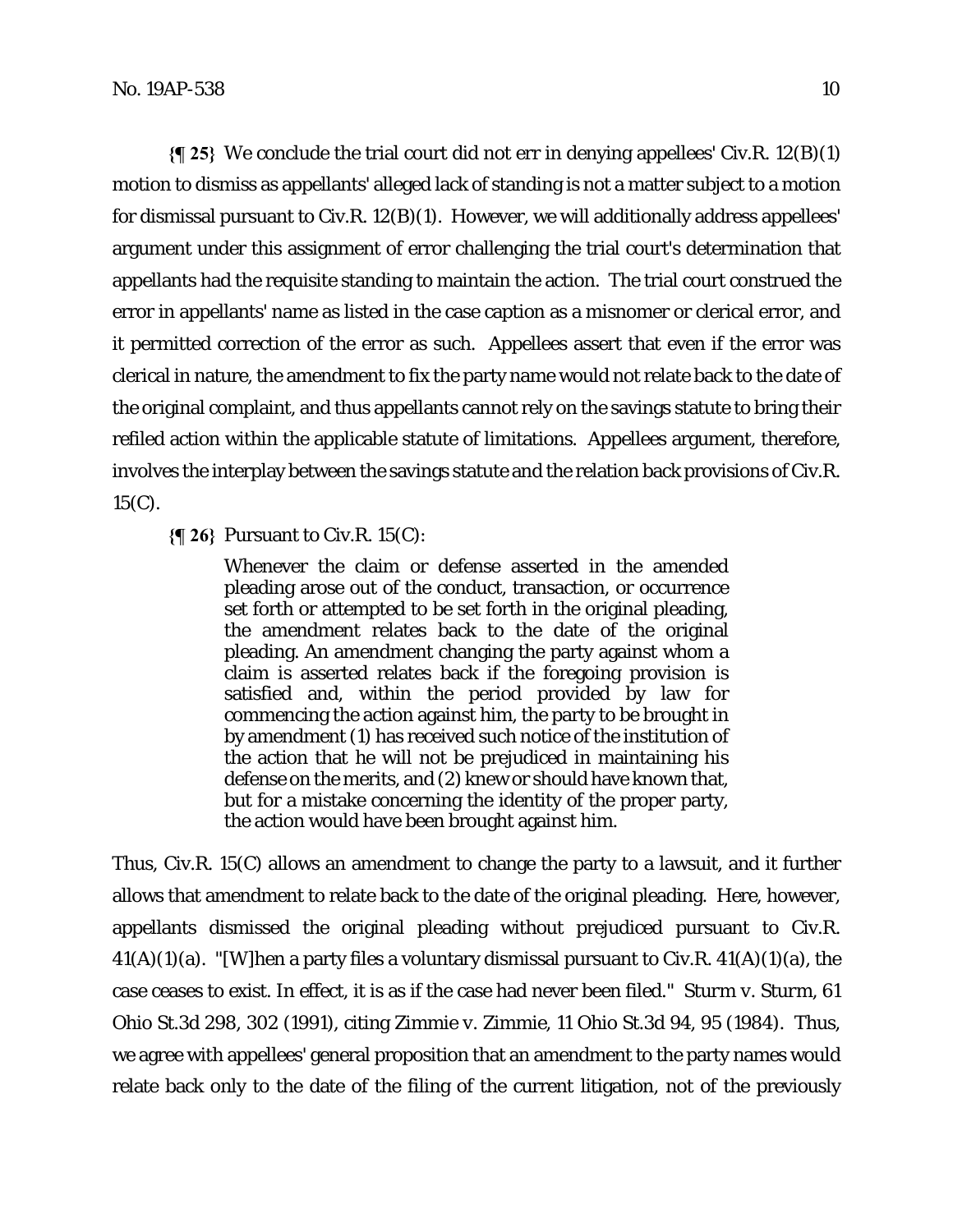**{¶ 25}** We conclude the trial court did not err in denying appellees' Civ.R. 12(B)(1) motion to dismiss as appellants' alleged lack of standing is not a matter subject to a motion for dismissal pursuant to Civ.R. 12(B)(1). However, we will additionally address appellees' argument under this assignment of error challenging the trial court's determination that appellants had the requisite standing to maintain the action. The trial court construed the error in appellants' name as listed in the case caption as a misnomer or clerical error, and it permitted correction of the error as such. Appellees assert that even if the error was clerical in nature, the amendment to fix the party name would not relate back to the date of the original complaint, and thus appellants cannot rely on the savings statute to bring their refiled action within the applicable statute of limitations. Appellees argument, therefore, involves the interplay between the savings statute and the relation back provisions of Civ.R. 15(C).

**{¶ 26}** Pursuant to Civ.R. 15(C):

> Whenever the claim or defense asserted in the amended pleading arose out of the conduct, transaction, or occurrence set forth or attempted to be set forth in the original pleading, the amendment relates back to the date of the original pleading. An amendment changing the party against whom a claim is asserted relates back if the foregoing provision is satisfied and, within the period provided by law for commencing the action against him, the party to be brought in by amendment (1) has received such notice of the institution of the action that he will not be prejudiced in maintaining his defense on the merits, and (2) knew or should have known that, but for a mistake concerning the identity of the proper party, the action would have been brought against him.

Thus, Civ.R. 15(C) allows an amendment to change the party to a lawsuit, and it further allows that amendment to relate back to the date of the original pleading. Here, however, appellants dismissed the original pleading without prejudiced pursuant to Civ.R. 41(A)(1)(a). "[W]hen a party files a voluntary dismissal pursuant to Civ.R. 41(A)(1)(a), the case ceases to exist. In effect, it is as if the case had never been filed." *Sturm v. Sturm*, 61 Ohio St.3d 298, 302 (1991), citing *Zimmie v. Zimmie*, 11 Ohio St.3d 94, 95 (1984). Thus, we agree with appellees' general proposition that an amendment to the party names would relate back only to the date of the filing of the current litigation, not of the previously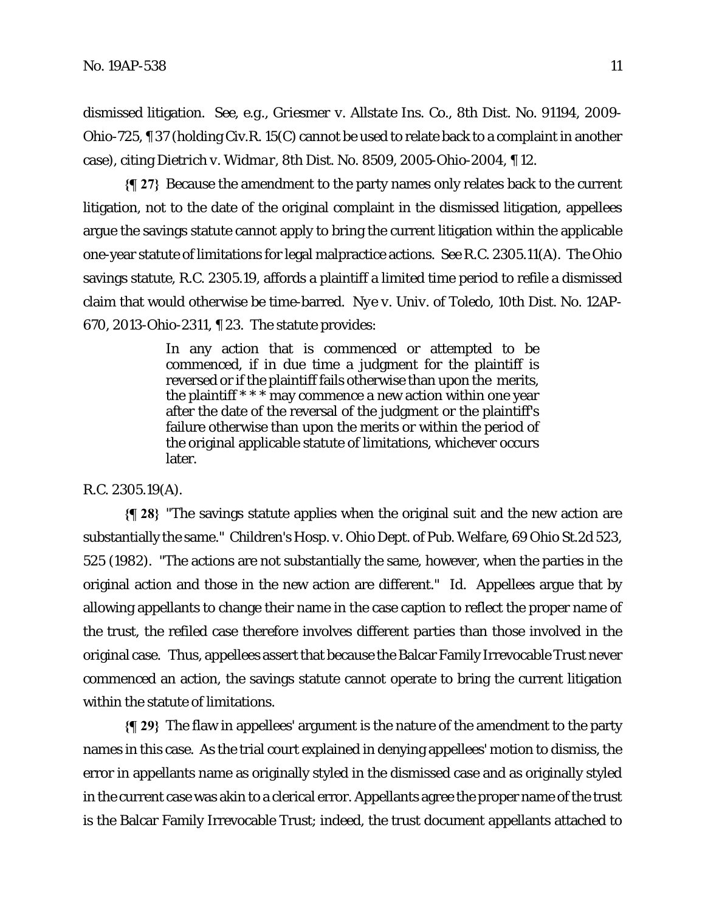dismissed litigation. See, e.g., *Griesmer v. Allstate Ins. Co.*, 8th Dist. No. 91194, 2009-Ohio-725, ¶ 37 (holding Civ.R. 15(C) cannot be used to relate back to a complaint in another case), citing *Dietrich v. Widmar*, 8th Dist. No. 8509, 2005-Ohio-2004, ¶ 12.

**{¶ 27}** Because the amendment to the party names only relates back to the current litigation, not to the date of the original complaint in the dismissed litigation, appellees argue the savings statute cannot apply to bring the current litigation within the applicable one-year statute of limitations for legal malpractice actions. See R.C. 2305.11(A). The Ohio savings statute, R.C. 2305.19, affords a plaintiff a limited time period to refile a dismissed claim that would otherwise be time-barred. *Nye v. Univ. of Toledo*, 10th Dist. No. 12AP-670, 2013-Ohio-2311, ¶ 23. The statute provides:

> In any action that is commenced or attempted to be commenced, if in due time a judgment for the plaintiff is reversed or if the plaintiff fails otherwise than upon the merits, the plaintiff * * * may commence a new action within one year after the date of the reversal of the judgment or the plaintiff's failure otherwise than upon the merits or within the period of the original applicable statute of limitations, whichever occurs later.

R.C. 2305.19(A).

**{¶ 28}** "The savings statute applies when the original suit and the new action are substantially the same." *Children's Hosp. v. Ohio Dept. of Pub. Welfare*, 69 Ohio St.2d 523, 525 (1982). "The actions are not substantially the same, however, when the parties in the original action and those in the new action are different." *Id.* Appellees argue that by allowing appellants to change their name in the case caption to reflect the proper name of the trust, the refiled case therefore involves different parties than those involved in the original case. Thus, appellees assert that because the Balcar Family Irrevocable Trust never commenced an action, the savings statute cannot operate to bring the current litigation within the statute of limitations.

**{¶ 29}** The flaw in appellees' argument is the nature of the amendment to the party names in this case. As the trial court explained in denying appellees' motion to dismiss, the error in appellants name as originally styled in the dismissed case and as originally styled in the current case was akin to a clerical error. Appellants agree the proper name of the trust is the Balcar Family Irrevocable Trust; indeed, the trust document appellants attached to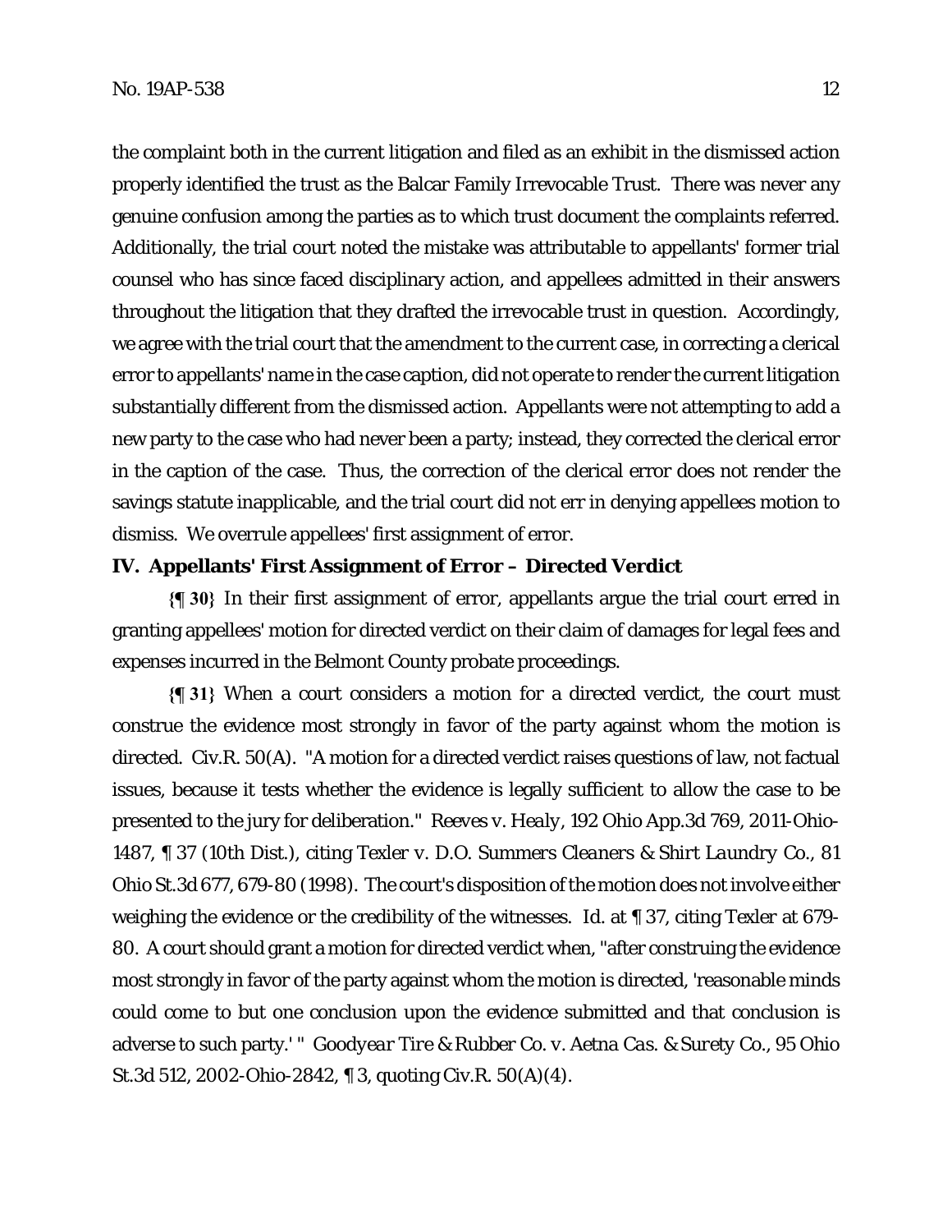the complaint both in the current litigation and filed as an exhibit in the dismissed action properly identified the trust as the Balcar Family Irrevocable Trust. There was never any genuine confusion among the parties as to which trust document the complaints referred. Additionally, the trial court noted the mistake was attributable to appellants' former trial counsel who has since faced disciplinary action, and appellees admitted in their answers throughout the litigation that they drafted the irrevocable trust in question. Accordingly, we agree with the trial court that the amendment to the current case, in correcting a clerical error to appellants' name in the case caption, did not operate to render the current litigation substantially different from the dismissed action. Appellants were not attempting to add a new party to the case who had never been a party; instead, they corrected the clerical error in the caption of the case. Thus, the correction of the clerical error does not render the savings statute inapplicable, and the trial court did not err in denying appellees motion to dismiss. We overrule appellees' first assignment of error.

## IV. Appellants' First Assignment of Error – Directed Verdict

**{¶ 30}** In their first assignment of error, appellants argue the trial court erred in granting appellees' motion for directed verdict on their claim of damages for legal fees and expenses incurred in the Belmont County probate proceedings.

**{¶ 31}** When a court considers a motion for a directed verdict, the court must construe the evidence most strongly in favor of the party against whom the motion is directed. Civ.R. 50(A). "A motion for a directed verdict raises questions of law, not factual issues, because it tests whether the evidence is legally sufficient to allow the case to be presented to the jury for deliberation." *Reeves v. Healy*, 192 Ohio App.3d 769, 2011-Ohio-1487, ¶ 37 (10th Dist.), citing *Texler v. D.O. Summers Cleaners & Shirt Laundry Co.*, 81 Ohio St.3d 677, 679-80 (1998). The court's disposition of the motion does not involve either weighing the evidence or the credibility of the witnesses. *Id.* at ¶ 37, citing *Texler* at 679-80. A court should grant a motion for directed verdict when, "after construing the evidence most strongly in favor of the party against whom the motion is directed, 'reasonable minds could come to but one conclusion upon the evidence submitted and that conclusion is adverse to such party.' " *Goodyear Tire & Rubber Co. v. Aetna Cas. & Surety Co.*, 95 Ohio St.3d 512, 2002-Ohio-2842, ¶ 3, quoting Civ.R. 50(A)(4).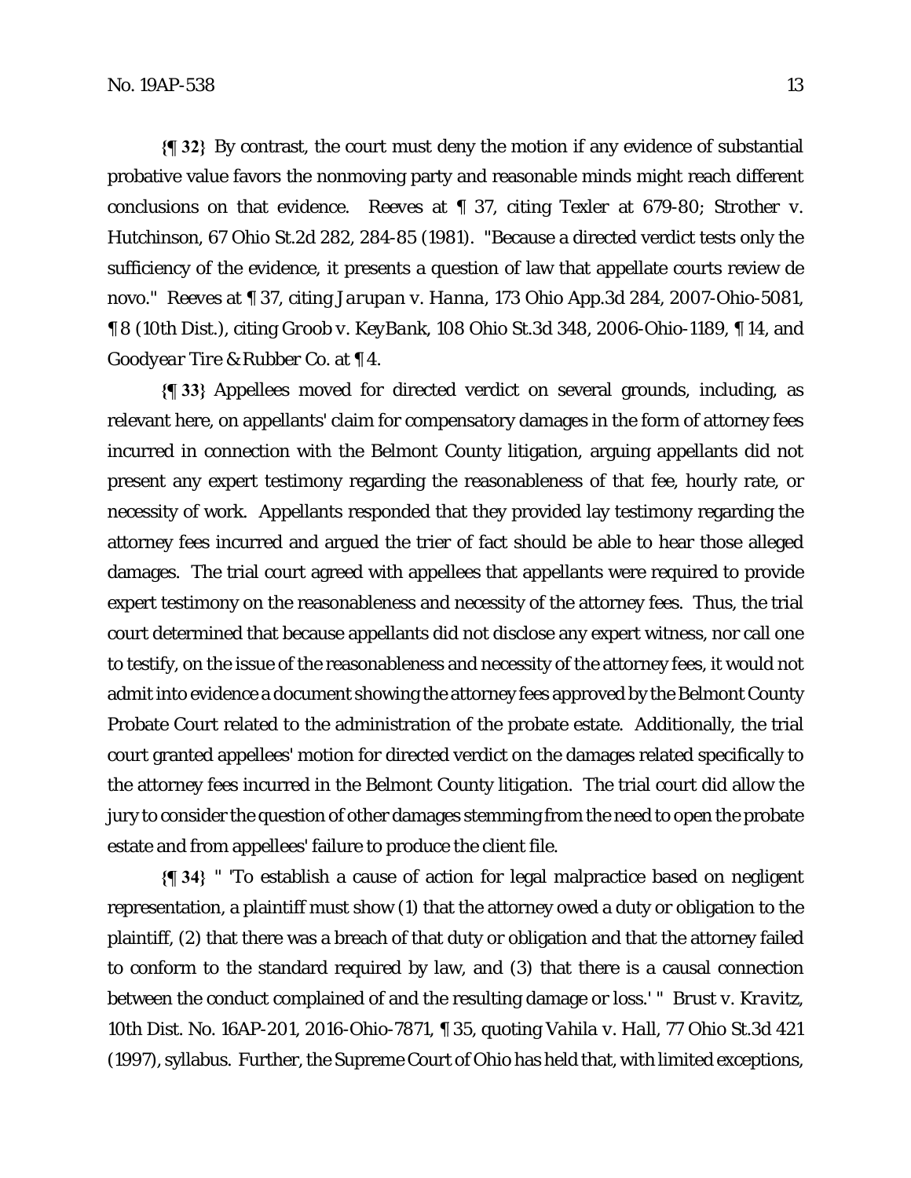**{¶ 32}** By contrast, the court must deny the motion if any evidence of substantial probative value favors the nonmoving party and reasonable minds might reach different conclusions on that evidence. *Reeves* at ¶ 37, citing *Texler* at 679-80; *Strother v. Hutchinson*, 67 Ohio St.2d 282, 284-85 (1981). "Because a directed verdict tests only the sufficiency of the evidence, it presents a question of law that appellate courts review de novo." *Reeves* at ¶ 37, citing *Jarupan v. Hanna*, 173 Ohio App.3d 284, 2007-Ohio-5081, ¶ 8 (10th Dist.), citing *Groob v. KeyBank*, 108 Ohio St.3d 348, 2006-Ohio-1189, ¶ 14, and *Goodyear Tire & Rubber Co.* at ¶ 4.

**{¶ 33}** Appellees moved for directed verdict on several grounds, including, as relevant here, on appellants' claim for compensatory damages in the form of attorney fees incurred in connection with the Belmont County litigation, arguing appellants did not present any expert testimony regarding the reasonableness of that fee, hourly rate, or necessity of work. Appellants responded that they provided lay testimony regarding the attorney fees incurred and argued the trier of fact should be able to hear those alleged damages. The trial court agreed with appellees that appellants were required to provide expert testimony on the reasonableness and necessity of the attorney fees. Thus, the trial court determined that because appellants did not disclose any expert witness, nor call one to testify, on the issue of the reasonableness and necessity of the attorney fees, it would not admit into evidence a document showing the attorney fees approved by the Belmont County Probate Court related to the administration of the probate estate. Additionally, the trial court granted appellees' motion for directed verdict on the damages related specifically to the attorney fees incurred in the Belmont County litigation. The trial court did allow the jury to consider the question of other damages stemming from the need to open the probate estate and from appellees' failure to produce the client file.

**{¶ 34}** " 'To establish a cause of action for legal malpractice based on negligent representation, a plaintiff must show (1) that the attorney owed a duty or obligation to the plaintiff, (2) that there was a breach of that duty or obligation and that the attorney failed to conform to the standard required by law, and (3) that there is a causal connection between the conduct complained of and the resulting damage or loss.' " *Brust v. Kravitz*, 10th Dist. No. 16AP-201, 2016-Ohio-7871, ¶ 35, quoting *Vahila v. Hall*, 77 Ohio St.3d 421 (1997), syllabus. Further, the Supreme Court of Ohio has held that, with limited exceptions,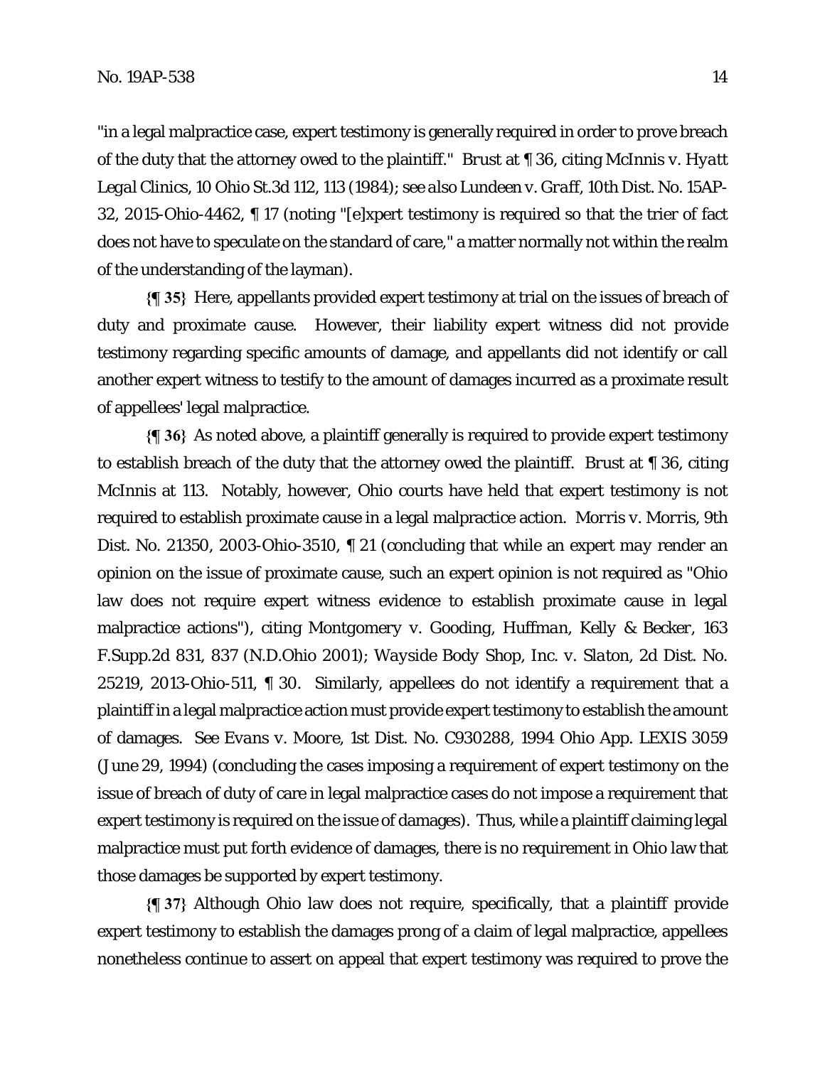"in a legal malpractice case, expert testimony is generally required in order to prove breach of the duty that the attorney owed to the plaintiff." *Brust* at ¶ 36, citing *McInnis v. Hyatt Legal Clinics*, 10 Ohio St.3d 112, 113 (1984); *see also Lundeen v. Graff*, 10th Dist. No. 15AP-32, 2015-Ohio-4462, ¶ 17 (noting "[e]xpert testimony is required so that the trier of fact does not have to speculate on the standard of care," a matter normally not within the realm of the understanding of the layman).

**{¶ 35}** Here, appellants provided expert testimony at trial on the issues of breach of duty and proximate cause. However, their liability expert witness did not provide testimony regarding specific amounts of damage, and appellants did not identify or call another expert witness to testify to the amount of damages incurred as a proximate result of appellees' legal malpractice.

**{¶ 36}** As noted above, a plaintiff generally is required to provide expert testimony to establish breach of the duty that the attorney owed the plaintiff. *Brust* at ¶ 36, citing *McInnis* at 113. Notably, however, Ohio courts have held that expert testimony is not required to establish proximate cause in a legal malpractice action. *Morris v. Morris*, 9th Dist. No. 21350, 2003-Ohio-3510, ¶ 21 (concluding that while an expert *may* render an opinion on the issue of proximate cause, such an expert opinion is not required as "Ohio law does not require expert witness evidence to establish proximate cause in legal malpractice actions"), citing *Montgomery v. Gooding, Huffman, Kelly & Becker*, 163 F.Supp.2d 831, 837 (N.D.Ohio 2001); *Wayside Body Shop, Inc. v. Slaton*, 2d Dist. No. 25219, 2013-Ohio-511, ¶ 30. Similarly, appellees do not identify a requirement that a plaintiff in a legal malpractice action must provide expert testimony to establish the amount of damages. *See Evans v. Moore*, 1st Dist. No. C930288, 1994 Ohio App. LEXIS 3059 (June 29, 1994) (concluding the cases imposing a requirement of expert testimony on the issue of breach of duty of care in legal malpractice cases do not impose a requirement that expert testimony is required on the issue of damages). Thus, while a plaintiff claiming legal malpractice must put forth evidence of damages, there is no requirement in Ohio law that those damages be supported by expert testimony.

**{¶ 37}** Although Ohio law does not require, specifically, that a plaintiff provide expert testimony to establish the damages prong of a claim of legal malpractice, appellees nonetheless continue to assert on appeal that expert testimony was required to prove the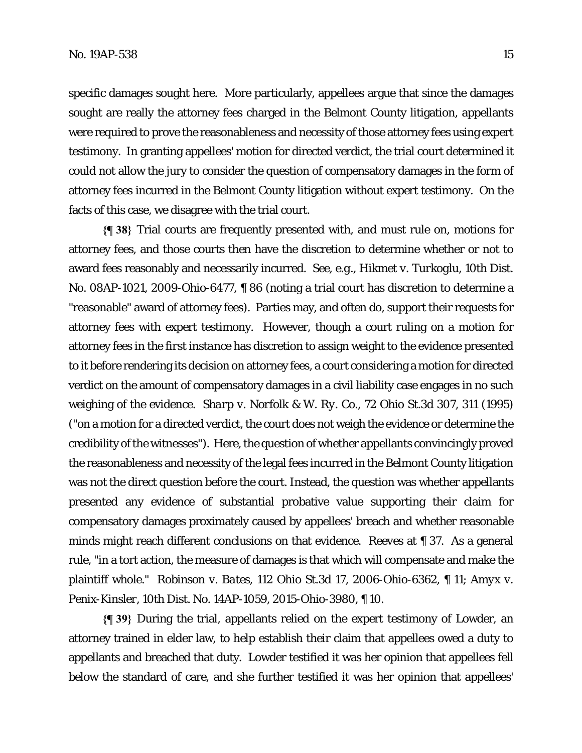specific damages sought here. More particularly, appellees argue that since the damages sought are really the attorney fees charged in the Belmont County litigation, appellants were required to prove the reasonableness and necessity of those attorney fees using expert testimony. In granting appellees' motion for directed verdict, the trial court determined it could not allow the jury to consider the question of compensatory damages in the form of attorney fees incurred in the Belmont County litigation without expert testimony. On the facts of this case, we disagree with the trial court.

**{¶ 38}** Trial courts are frequently presented with, and must rule on, motions for attorney fees, and those courts then have the discretion to determine whether or not to award fees reasonably and necessarily incurred. See, e.g., *Hikmet v. Turkoglu*, 10th Dist. No. 08AP-1021, 2009-Ohio-6477, ¶ 86 (noting a trial court has discretion to determine a "reasonable" award of attorney fees). Parties may, and often do, support their requests for attorney fees with expert testimony. However, though a court ruling on a motion for attorney fees in the *first instance* has discretion to assign weight to the evidence presented to it before rendering its decision on attorney fees, a court considering a motion for directed verdict on the amount of compensatory damages in a civil liability case engages in no such weighing of the evidence. *Sharp v. Norfolk & W. Ry. Co.*, 72 Ohio St.3d 307, 311 (1995) ("on a motion for a directed verdict, the court does not weigh the evidence or determine the credibility of the witnesses"). Here, the question of whether appellants convincingly proved the reasonableness and necessity of the legal fees incurred in the Belmont County litigation was not the direct question before the court. Instead, the question was whether appellants presented any evidence of substantial probative value supporting their claim for compensatory damages proximately caused by appellees' breach and whether reasonable minds might reach different conclusions on that evidence. *Reeves* at ¶ 37. As a general rule, "in a tort action, the measure of damages is that which will compensate and make the plaintiff whole." *Robinson v. Bates*, 112 Ohio St.3d 17, 2006-Ohio-6362, ¶ 11; *Amyx v. Penix-Kinsler*, 10th Dist. No. 14AP-1059, 2015-Ohio-3980, ¶ 10.

**{¶ 39}** During the trial, appellants relied on the expert testimony of Lowder, an attorney trained in elder law, to help establish their claim that appellees owed a duty to appellants and breached that duty. Lowder testified it was her opinion that appellees fell below the standard of care, and she further testified it was her opinion that appellees'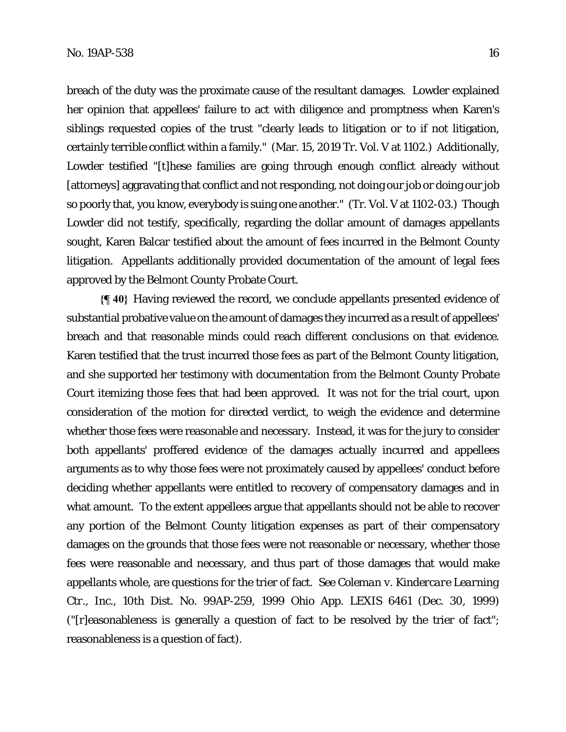breach of the duty was the proximate cause of the resultant damages. Lowder explained her opinion that appellees' failure to act with diligence and promptness when Karen's siblings requested copies of the trust "clearly leads to litigation or to if not litigation, certainly terrible conflict within a family." (Mar. 15, 2019 Tr. Vol. V at 1102.) Additionally, Lowder testified "[t]hese families are going through enough conflict already without [attorneys] aggravating that conflict and not responding, not doing our job or doing our job so poorly that, you know, everybody is suing one another." (Tr. Vol. V at 1102-03.) Though Lowder did not testify, specifically, regarding the dollar amount of damages appellants sought, Karen Balcar testified about the amount of fees incurred in the Belmont County litigation. Appellants additionally provided documentation of the amount of legal fees approved by the Belmont County Probate Court.

**{¶ 40}** Having reviewed the record, we conclude appellants presented evidence of substantial probative value on the amount of damages they incurred as a result of appellees' breach and that reasonable minds could reach different conclusions on that evidence. Karen testified that the trust incurred those fees as part of the Belmont County litigation, and she supported her testimony with documentation from the Belmont County Probate Court itemizing those fees that had been approved. It was not for the trial court, upon consideration of the motion for directed verdict, to weigh the evidence and determine whether those fees were reasonable and necessary. Instead, it was for the jury to consider both appellants' proffered evidence of the damages actually incurred and appellees arguments as to why those fees were not proximately caused by appellees' conduct before deciding whether appellants were entitled to recovery of compensatory damages and in what amount. To the extent appellees argue that appellants should not be able to recover any portion of the Belmont County litigation expenses as part of their compensatory damages on the grounds that those fees were not reasonable or necessary, whether those fees were reasonable and necessary, and thus part of those damages that would make appellants whole, are questions for the trier of fact. *See Coleman v. Kindercare Learning Ctr., Inc.*, 10th Dist. No. 99AP-259, 1999 Ohio App. LEXIS 6461 (Dec. 30, 1999) ("[r]easonableness is generally a question of fact to be resolved by the trier of fact"; reasonableness is a question of fact).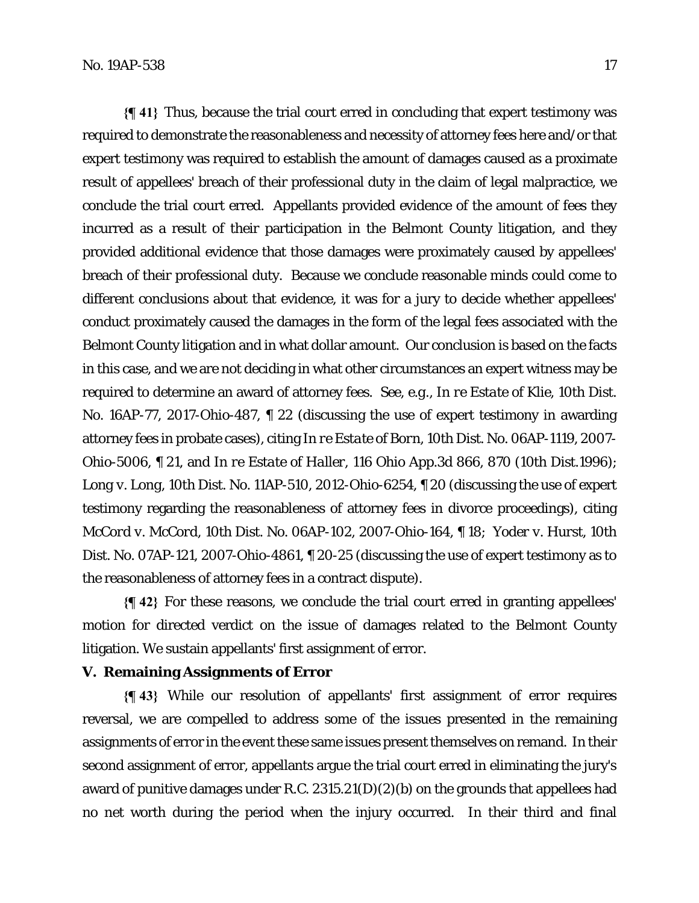**{¶ 41}** Thus, because the trial court erred in concluding that expert testimony was required to demonstrate the reasonableness and necessity of attorney fees here and/or that expert testimony was required to establish the amount of damages caused as a proximate result of appellees' breach of their professional duty in the claim of legal malpractice, we conclude the trial court erred. Appellants provided evidence of the amount of fees they incurred as a result of their participation in the Belmont County litigation, and they provided additional evidence that those damages were proximately caused by appellees' breach of their professional duty. Because we conclude reasonable minds could come to different conclusions about that evidence, it was for a jury to decide whether appellees' conduct proximately caused the damages in the form of the legal fees associated with the Belmont County litigation and in what dollar amount. Our conclusion is based on the facts in this case, and we are not deciding in what other circumstances an expert witness may be required to determine an award of attorney fees. See, e.g., *In re Estate of Klie*, 10th Dist. No. 16AP-77, 2017-Ohio-487, ¶ 22 (discussing the use of expert testimony in awarding attorney fees in probate cases), citing *In re Estate of Born*, 10th Dist. No. 06AP-1119, 2007-Ohio-5006, ¶ 21, and *In re Estate of Haller*, 116 Ohio App.3d 866, 870 (10th Dist.1996); *Long v. Long*, 10th Dist. No. 11AP-510, 2012-Ohio-6254, ¶ 20 (discussing the use of expert testimony regarding the reasonableness of attorney fees in divorce proceedings), citing *McCord v. McCord*, 10th Dist. No. 06AP-102, 2007-Ohio-164, ¶ 18; *Yoder v. Hurst*, 10th Dist. No. 07AP-121, 2007-Ohio-4861, ¶ 20-25 (discussing the use of expert testimony as to the reasonableness of attorney fees in a contract dispute).

**{¶ 42}** For these reasons, we conclude the trial court erred in granting appellees' motion for directed verdict on the issue of damages related to the Belmont County litigation. We sustain appellants' first assignment of error.

**V. Remaining Assignments of Error**

**{¶ 43}** While our resolution of appellants' first assignment of error requires reversal, we are compelled to address some of the issues presented in the remaining assignments of error in the event these same issues present themselves on remand. In their second assignment of error, appellants argue the trial court erred in eliminating the jury's award of punitive damages under R.C. 2315.21(D)(2)(b) on the grounds that appellees had no net worth during the period when the injury occurred. In their third and final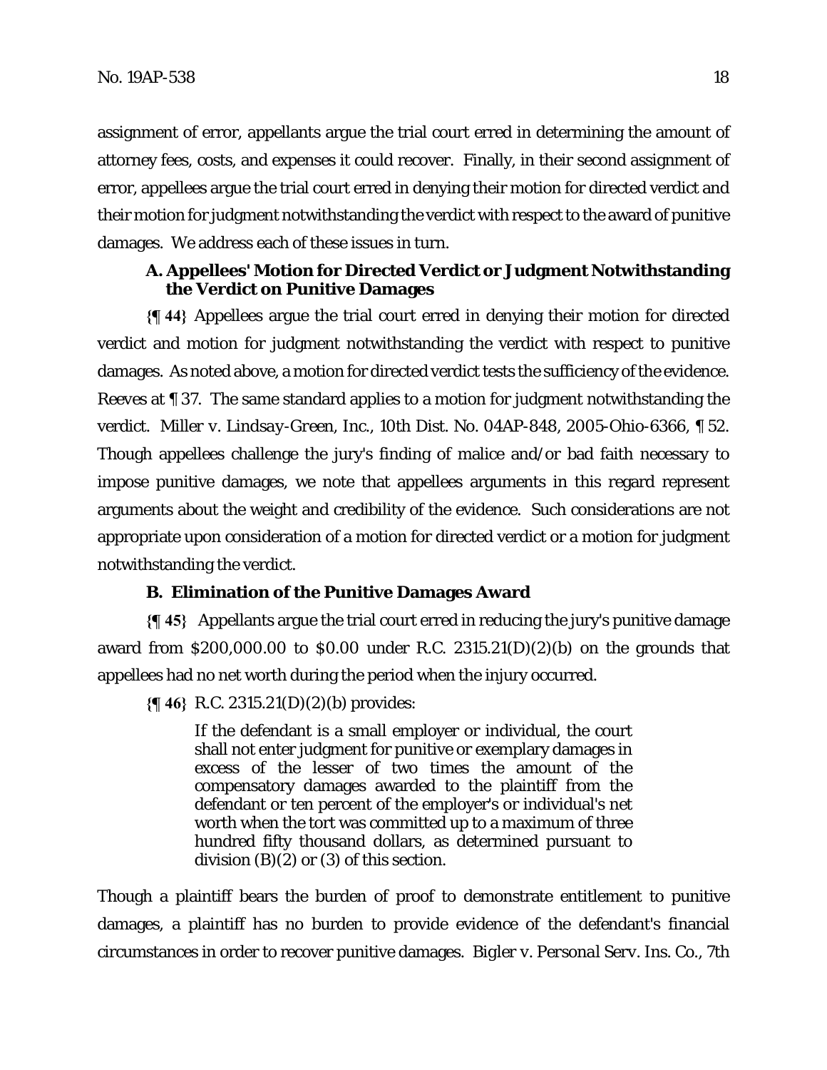assignment of error, appellants argue the trial court erred in determining the amount of attorney fees, costs, and expenses it could recover. Finally, in their second assignment of error, appellees argue the trial court erred in denying their motion for directed verdict and their motion for judgment notwithstanding the verdict with respect to the award of punitive damages. We address each of these issues in turn.

### A. Appellees' Motion for Directed Verdict or Judgment Notwithstanding the Verdict on Punitive Damages

**{¶ 44}** Appellees argue the trial court erred in denying their motion for directed verdict and motion for judgment notwithstanding the verdict with respect to punitive damages. As noted above, a motion for directed verdict tests the sufficiency of the evidence. *Reeves* at ¶ 37. The same standard applies to a motion for judgment notwithstanding the verdict. *Miller v. Lindsay-Green, Inc.*, 10th Dist. No. 04AP-848, 2005-Ohio-6366, ¶ 52. Though appellees challenge the jury's finding of malice and/or bad faith necessary to impose punitive damages, we note that appellees arguments in this regard represent arguments about the weight and credibility of the evidence. Such considerations are not appropriate upon consideration of a motion for directed verdict or a motion for judgment notwithstanding the verdict.

### B. Elimination of the Punitive Damages Award

**{¶ 45}** Appellants argue the trial court erred in reducing the jury's punitive damage award from $200,000.00 to $0.00 under R.C. 2315.21(D)(2)(b) on the grounds that appellees had no net worth during the period when the injury occurred.

**{¶ 46}** R.C. 2315.21(D)(2)(b) provides:

> If the defendant is a small employer or individual, the court shall not enter judgment for punitive or exemplary damages in excess of the lesser of two times the amount of the compensatory damages awarded to the plaintiff from the defendant or ten percent of the employer's or individual's net worth when the tort was committed up to a maximum of three hundred fifty thousand dollars, as determined pursuant to division (B)(2) or (3) of this section.

Though a plaintiff bears the burden of proof to demonstrate entitlement to punitive damages, a plaintiff has no burden to provide evidence of the defendant's financial circumstances in order to recover punitive damages. *Bigler v. Personal Serv. Ins. Co.*, 7th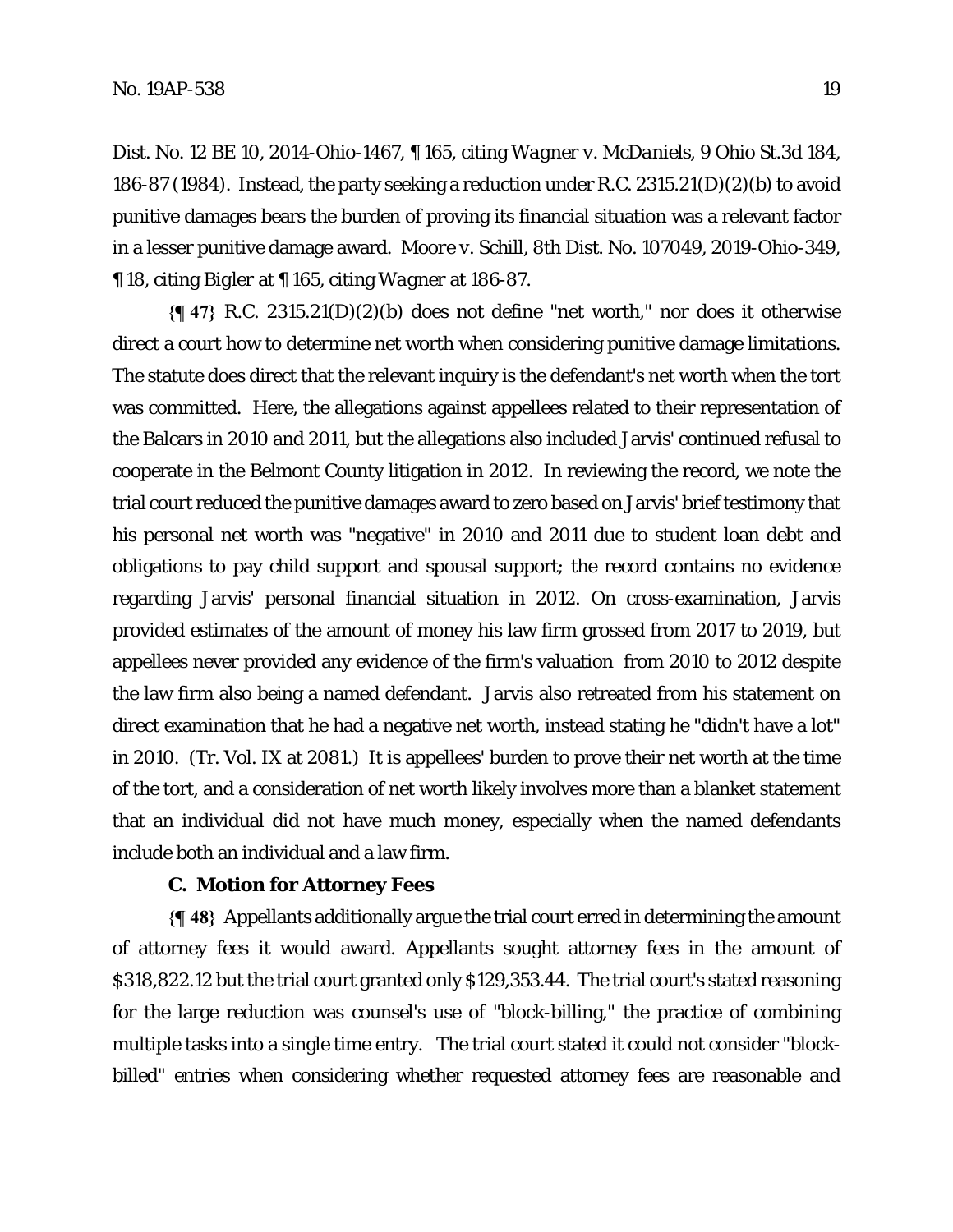Dist. No. 12 BE 10, 2014-Ohio-1467, ¶ 165, citing *Wagner v. McDaniels*, 9 Ohio St.3d 184, 186-87 (1984). Instead, the party seeking a reduction under R.C. 2315.21(D)(2)(b) to avoid punitive damages bears the burden of proving its financial situation was a relevant factor in a lesser punitive damage award. *Moore v. Schill*, 8th Dist. No. 107049, 2019-Ohio-349, ¶ 18, citing *Bigler* at ¶ 165, citing *Wagner* at 186-87.

**{¶ 47}** R.C. 2315.21(D)(2)(b) does not define "net worth," nor does it otherwise direct a court how to determine net worth when considering punitive damage limitations. The statute does direct that the relevant inquiry is the defendant's net worth when the tort was committed. Here, the allegations against appellees related to their representation of the Balcars in 2010 and 2011, but the allegations also included Jarvis' continued refusal to cooperate in the Belmont County litigation in 2012. In reviewing the record, we note the trial court reduced the punitive damages award to zero based on Jarvis' brief testimony that his personal net worth was "negative" in 2010 and 2011 due to student loan debt and obligations to pay child support and spousal support; the record contains no evidence regarding Jarvis' personal financial situation in 2012. On cross-examination, Jarvis provided estimates of the amount of money his law firm grossed from 2017 to 2019, but appellees never provided any evidence of the firm's valuation from 2010 to 2012 despite the law firm also being a named defendant. Jarvis also retreated from his statement on direct examination that he had a negative net worth, instead stating he "didn't have a lot" in 2010. (Tr. Vol. IX at 2081.) It is appellees' burden to prove their net worth at the time of the tort, and a consideration of net worth likely involves more than a blanket statement that an individual did not have much money, especially when the named defendants include both an individual and a law firm.

### C. Motion for Attorney Fees

**{¶ 48}** Appellants additionally argue the trial court erred in determining the amount of attorney fees it would award. Appellants sought attorney fees in the amount of $318,822.12 but the trial court granted only $129,353.44. The trial court's stated reasoning for the large reduction was counsel's use of "block-billing," the practice of combining multiple tasks into a single time entry. The trial court stated it could not consider "block-billed" entries when considering whether requested attorney fees are reasonable and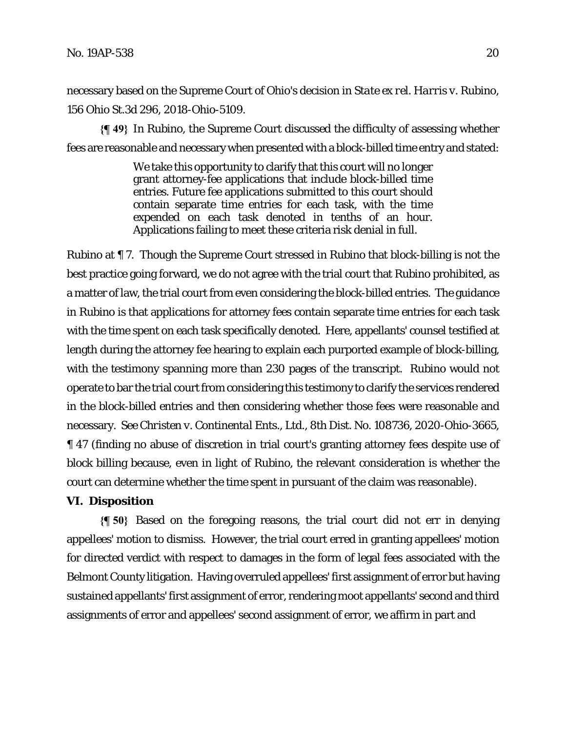necessary based on the Supreme Court of Ohio's decision in *State ex rel. Harris v. Rubino*, 156 Ohio St.3d 296, 2018-Ohio-5109.

**{¶ 49}** In Rubino, the Supreme Court discussed the difficulty of assessing whether fees are reasonable and necessary when presented with a block-billed time entry and stated:

> We take this opportunity to clarify that this court will no longer grant attorney-fee applications that include block-billed time entries. Future fee applications submitted to this court should contain separate time entries for each task, with the time expended on each task denoted in tenths of an hour. Applications failing to meet these criteria risk denial in full.

Rubino at ¶ 7. Though the Supreme Court stressed in Rubino that block-billing is not the best practice going forward, we do not agree with the trial court that Rubino prohibited, as a matter of law, the trial court from even considering the block-billed entries. The guidance in Rubino is that applications for attorney fees contain separate time entries for each task with the time spent on each task specifically denoted. Here, appellants' counsel testified at length during the attorney fee hearing to explain each purported example of block-billing, with the testimony spanning more than 230 pages of the transcript. Rubino would not operate to bar the trial court from considering this testimony to clarify the services rendered in the block-billed entries and then considering whether those fees were reasonable and necessary. *See Christen v. Continental Ents., Ltd.*, 8th Dist. No. 108736, 2020-Ohio-3665, ¶ 47 (finding no abuse of discretion in trial court's granting attorney fees despite use of block billing because, even in light of Rubino, the relevant consideration is whether the court can determine whether the time spent in pursuant of the claim was reasonable).

## VI. Disposition

**{¶ 50}** Based on the foregoing reasons, the trial court did not err in denying appellees' motion to dismiss. However, the trial court erred in granting appellees' motion for directed verdict with respect to damages in the form of legal fees associated with the Belmont County litigation. Having overruled appellees' first assignment of error but having sustained appellants' first assignment of error, rendering moot appellants' second and third assignments of error and appellees' second assignment of error, we affirm in part and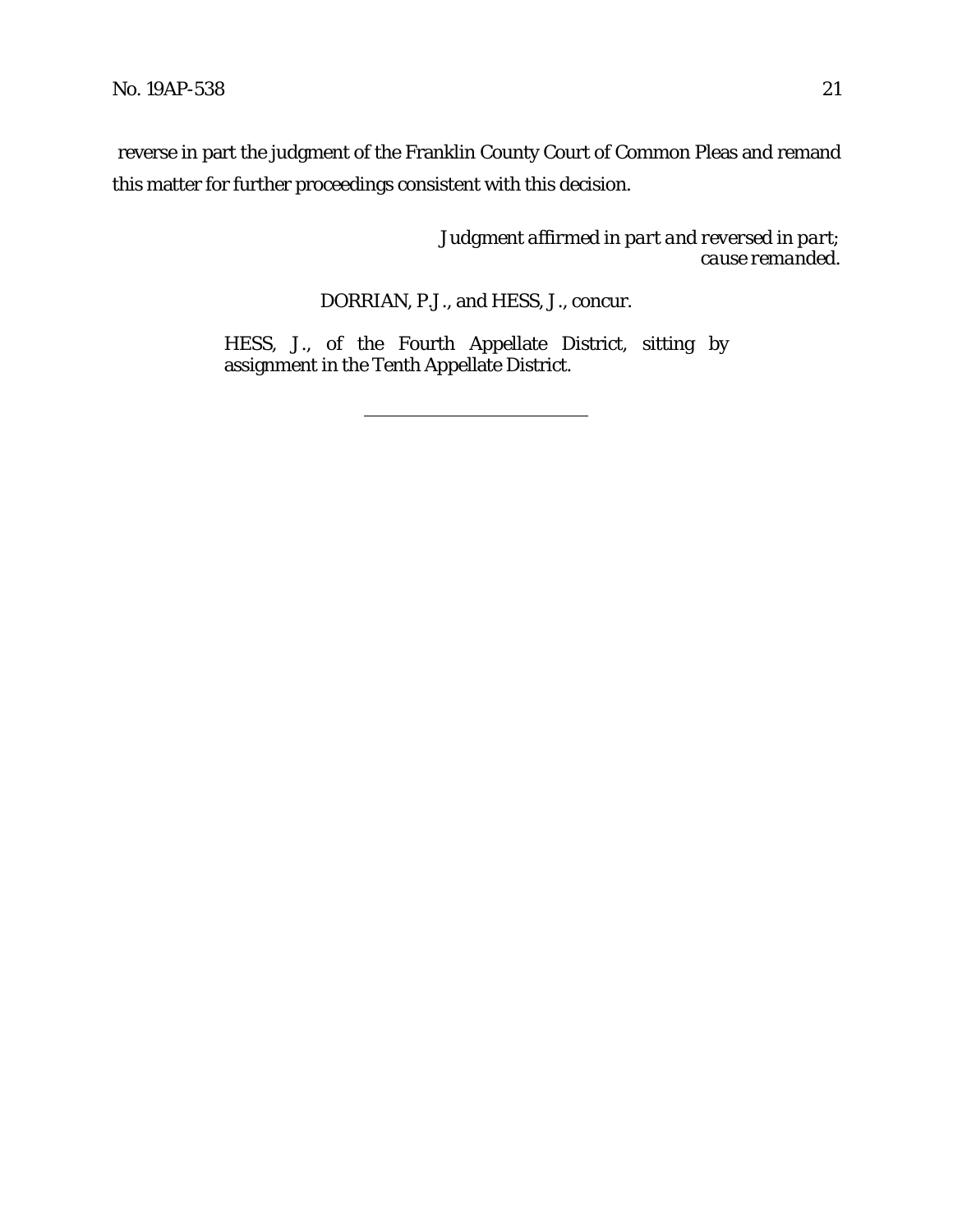reverse in part the judgment of the Franklin County Court of Common Pleas and remand this matter for further proceedings consistent with this decision.

*Judgment affirmed in part and reversed in part; cause remanded.*

DORRIAN, P.J., and HESS, J., concur.

HESS, J., of the Fourth Appellate District, sitting by assignment in the Tenth Appellate District.